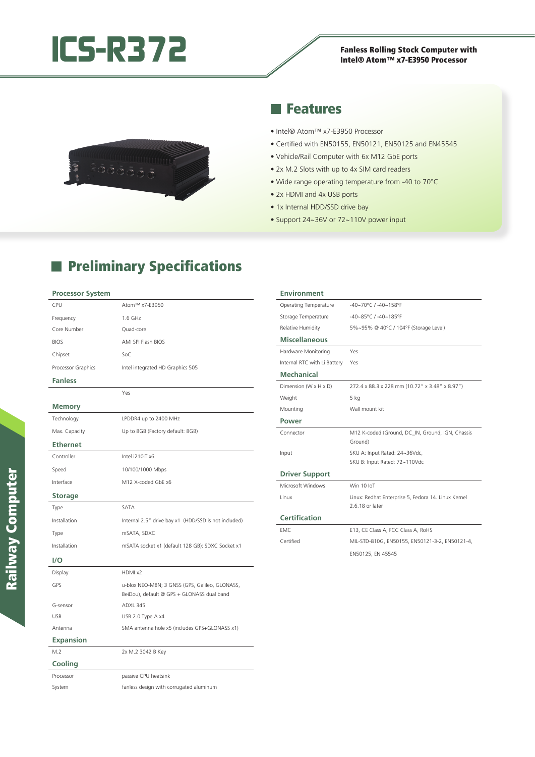# ICS-R372

**Fanless Rolling Stock Computer with Intel® Atom™ x7-E3950 Processor**

## Features

- Intel® Atom™ x7-E3950 Processor
- Certified with EN50155, EN50121, EN50125 and EN45545
- Vehicle/Rail Computer with 6x M12 GbE ports
- 2x M.2 Slots with up to 4x SIM card readers
- Wide range operating temperature from -40 to 70°C
- 2x HDMI and 4x USB ports
- 1x Internal HDD/SSD drive bay
- Support 24~36V or 72~110V power input

## Preliminary Specifications

### Processor System

| | |
|---|---|
| CPU | Atom™ x7-E3950 |
| Frequency | 1.6 GHz |
| Core Number | Quad-core |
| BIOS | AMI SPI Flash BIOS |
| Chipset | SoC |
| Processor Graphics | Intel integrated HD Graphics 505 |

### Fanless

| | |
|---|---|
| | Yes |

### Memory

| | |
|---|---|
| Technology | LPDDR4 up to 2400 MHz |
| Max. Capacity | Up to 8GB (Factory default: 8GB) |

### Ethernet

| | |
|---|---|
| Controller | Intel i210IT x6 |
| Speed | 10/100/1000 Mbps |
| Interface | M12 X-coded GbE x6 |

### Storage

| | |
|---|---|
| Type | SATA |
| Installation | Internal 2.5" drive bay x1 (HDD/SSD is not included) |
| Type | mSATA, SDXC |
| Installation | mSATA socket x1 (default 128 GB); SDXC Socket x1 |

### I/O

| | |
|---|---|
| Display | HDMI x2 |
| GPS | u-blox NEO-M8N; 3 GNSS (GPS, Galileo, GLONASS, BeiDou), default @ GPS + GLONASS dual band |
| G-sensor | ADXL 345 |
| USB | USB 2.0 Type A x4 |
| Antenna | SMA antenna hole x5 (includes GPS+GLONASS x1) |

### Expansion

| | |
|---|---|
| M.2 | 2x M.2 3042 B Key |

### Cooling

| | |
|---|---|
| Processor | passive CPU heatsink |
| System | fanless design with corrugated aluminum |

### Environment

| | |
|---|---|
| Operating Temperature | -40~70°C / -40~158°F |
| Storage Temperature | -40~85°C / -40~185°F |
| Relative Humidity | 5%~95% @ 40°C / 104°F (Storage Level) |

### Miscellaneous

| | |
|---|---|
| Hardware Monitoring | Yes |
| Internal RTC with Li Battery | Yes |

### Mechanical

| | |
|---|---|
| Dimension (W x H x D) | 272.4 x 88.3 x 228 mm (10.72" x 3.48" x 8.97") |
| Weight | 5 kg |
| Mounting | Wall mount kit |

### Power

| | |
|---|---|
| Connector | M12 K-coded (Ground, DC_IN, Ground, IGN, Chassis Ground) |
| Input | SKU A: Input Rated: 24~36Vdc, SKU B: Input Rated: 72~110Vdc |

### Driver Support

| | |
|---|---|
| Microsoft Windows | Win 10 IoT |
| Linux | Linux: Redhat Enterprise 5, Fedora 14. Linux Kernel 2.6.18 or later |

### Certification

| | |
|---|---|
| EMC | E13, CE Class A, FCC Class A, RoHS |
| Certified | MIL-STD-810G, EN50155, EN50121-3-2, EN50121-4, EN50125, EN 45545 |

Railway Computer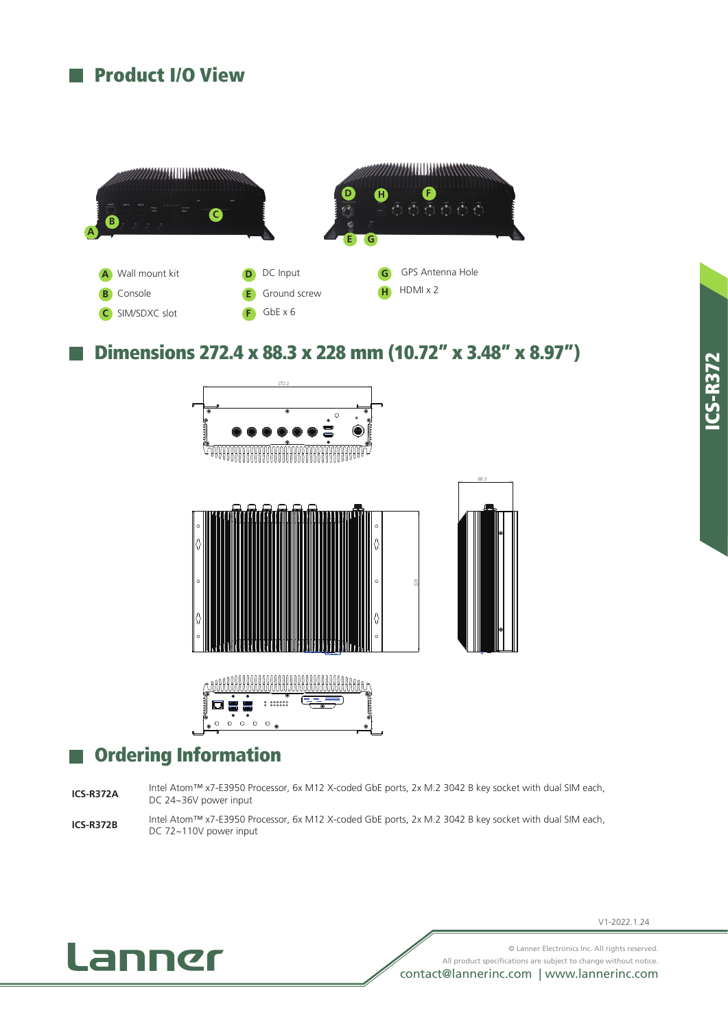## Product I/O View

A Wall mount kit

B Console

C SIM/SDXC slot

D DC Input

E Ground screw

F GbE x 6

G GPS Antenna Hole

H HDMI x 2

## Dimensions 272.4 x 88.3 x 228 mm (10.72" x 3.48" x 8.97")

272.2

88.3

228

## Ordering Information

| | |
|---|---|
| **ICS-R372A** | Intel Atom™ x7-E3950 Processor, 6x M12 X-coded GbE ports, 2x M.2 3042 B key socket with dual SIM each, DC 24~36V power input |
| **ICS-R372B** | Intel Atom™ x7-E3950 Processor, 6x M12 X-coded GbE ports, 2x M.2 3042 B key socket with dual SIM each, DC 72~110V power input |

V1-2022.1.24

© Lanner Electronics Inc. All rights reserved.
All product specifications are subject to change without notice.
contact@lannerinc.com | www.lannerinc.com